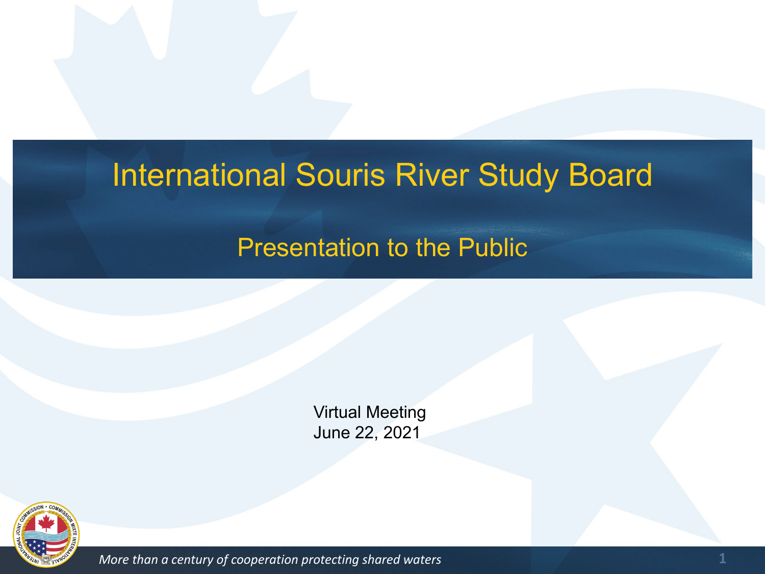# International Souris River Study Board

## Presentation to the Public

Virtual Meeting
June 22, 2021

*More than a century of cooperation protecting shared waters*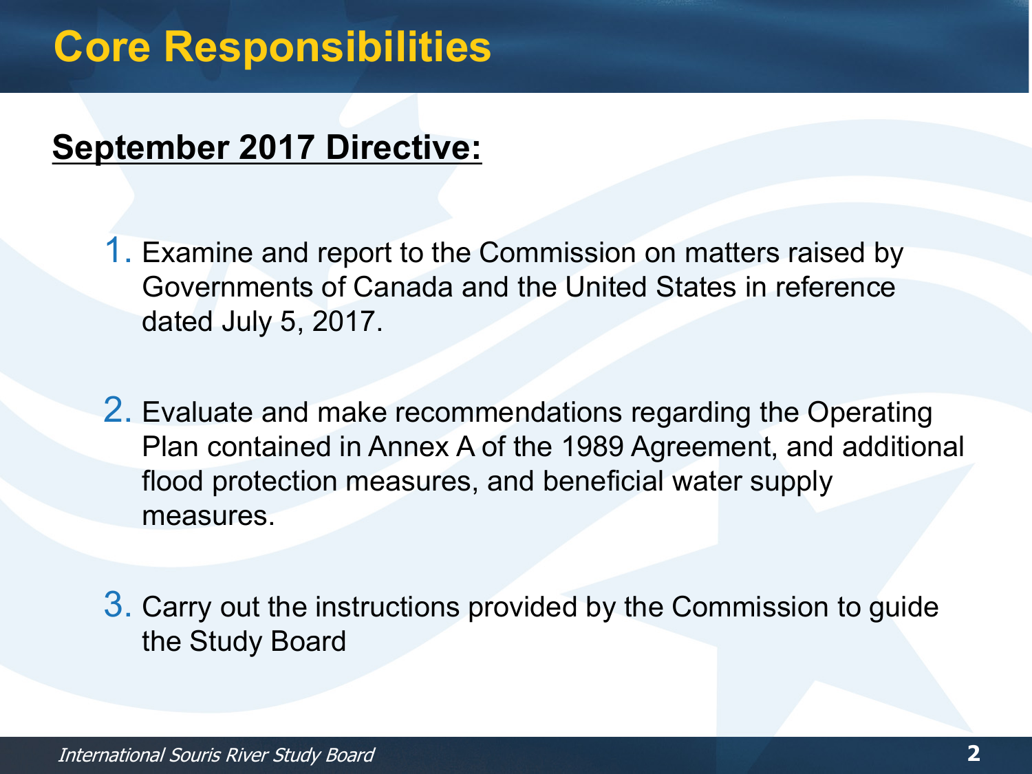# Core Responsibilities

**September 2017 Directive:**

1. Examine and report to the Commission on matters raised by Governments of Canada and the United States in reference dated July 5, 2017.

2. Evaluate and make recommendations regarding the Operating Plan contained in Annex A of the 1989 Agreement, and additional flood protection measures, and beneficial water supply measures.

3. Carry out the instructions provided by the Commission to guide the Study Board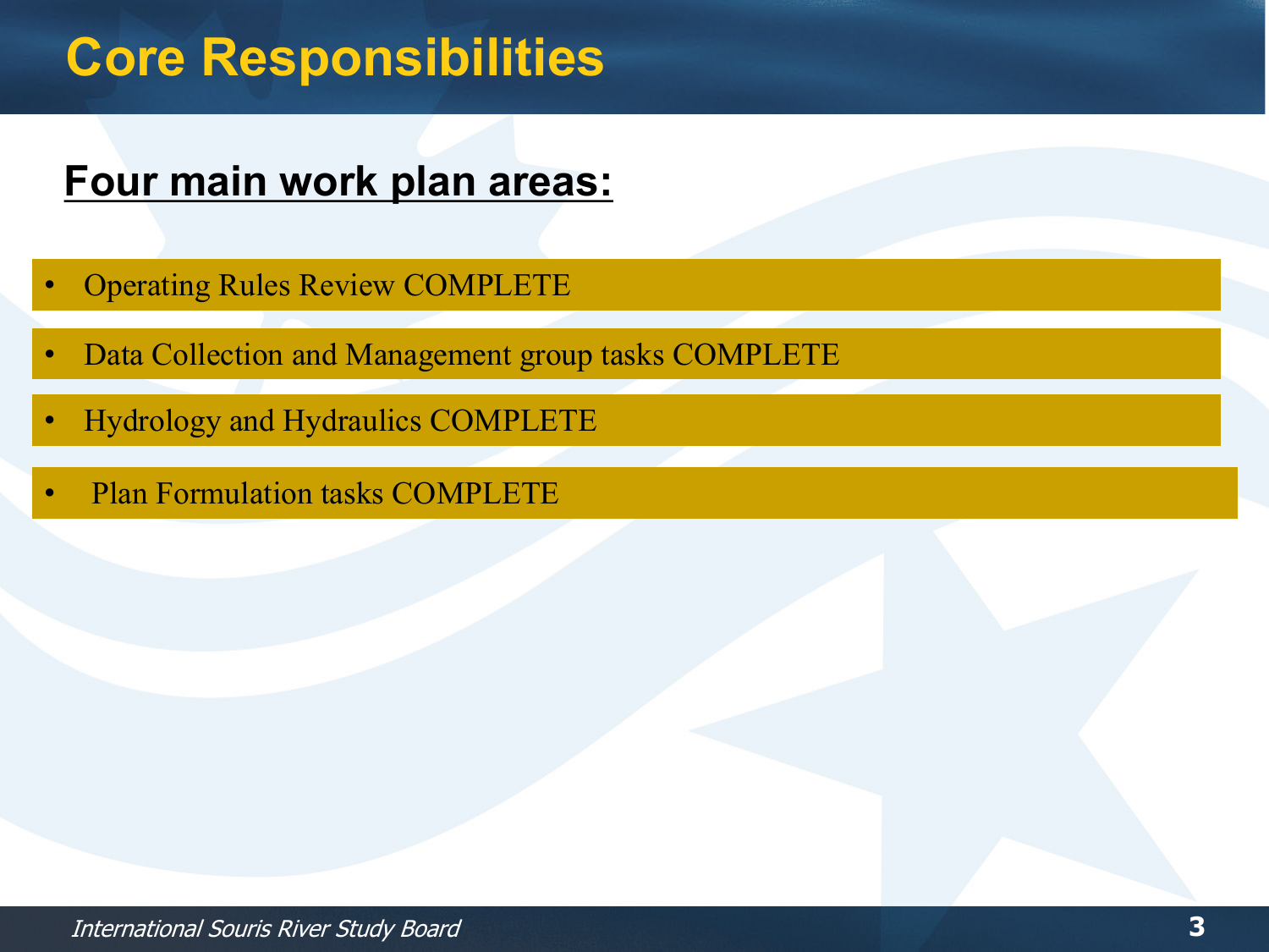# Core Responsibilities

**Four main work plan areas:**

- Operating Rules Review COMPLETE
- Data Collection and Management group tasks COMPLETE
- Hydrology and Hydraulics COMPLETE
- Plan Formulation tasks COMPLETE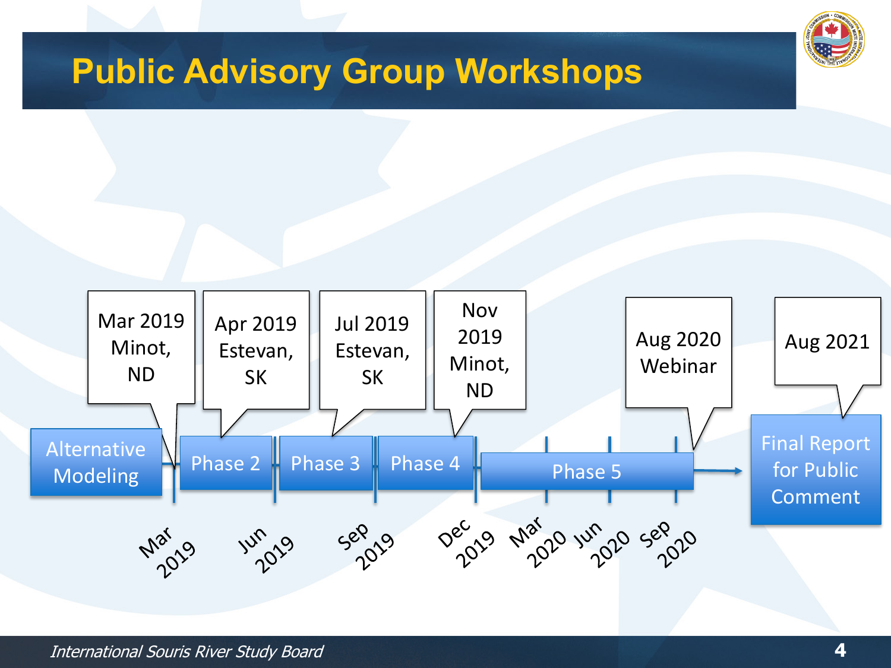# Public Advisory Group Workshops

Mar 2019 Minot, ND

Apr 2019 Estevan, SK

Jul 2019 Estevan, SK

Nov 2019 Minot, ND

Aug 2020 Webinar

Aug 2021

Alternative Modeling

Phase 2

Phase 3

Phase 4

Phase 5

Final Report for Public Comment

Mar 2019

Jun 2019

Sep 2019

Dec 2019

Mar 2020

Jun 2020

Sep 2020

*International Souris River Study Board*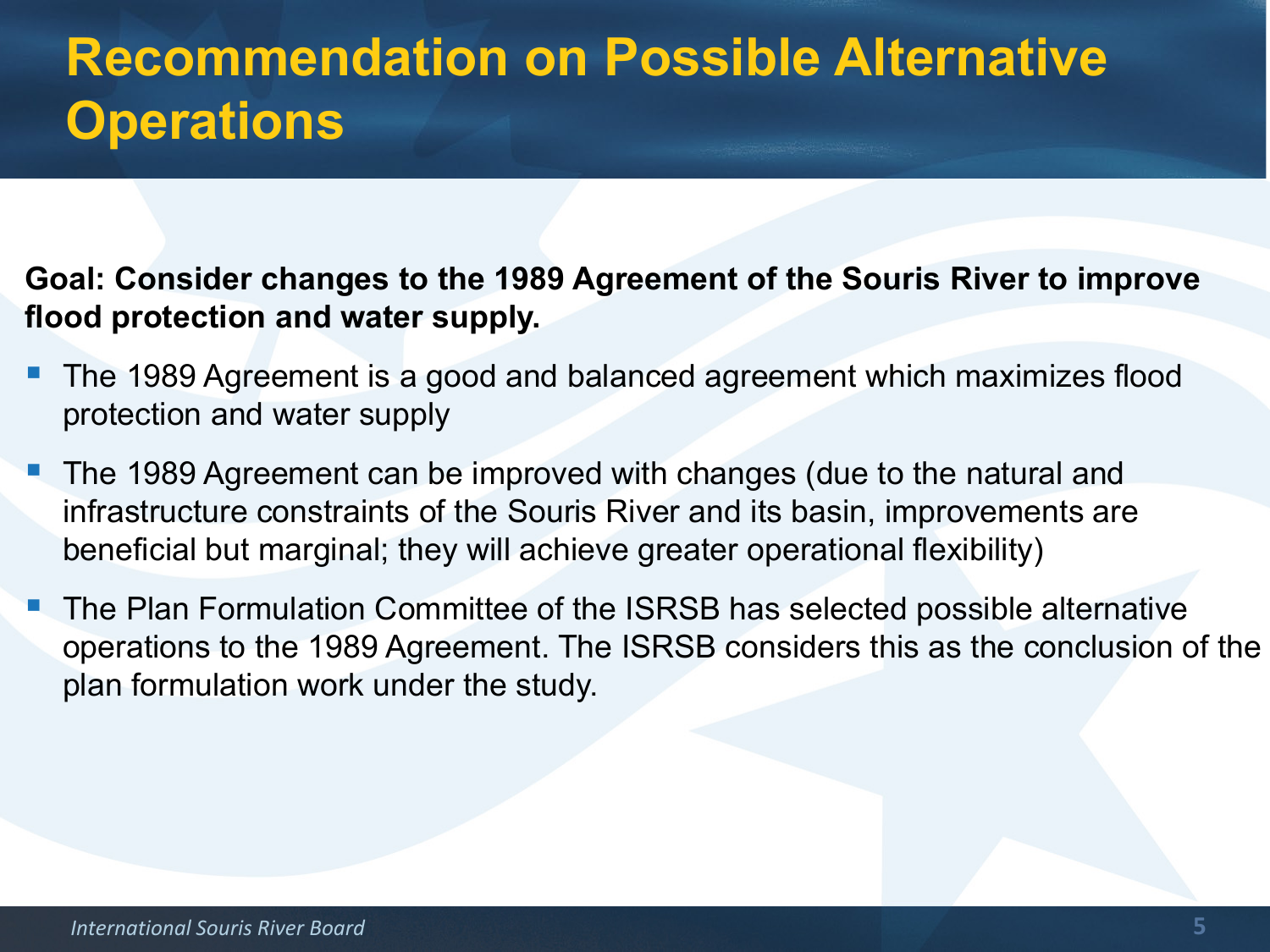# Recommendation on Possible Alternative Operations

**Goal: Consider changes to the 1989 Agreement of the Souris River to improve flood protection and water supply.**

- The 1989 Agreement is a good and balanced agreement which maximizes flood protection and water supply
- The 1989 Agreement can be improved with changes (due to the natural and infrastructure constraints of the Souris River and its basin, improvements are beneficial but marginal; they will achieve greater operational flexibility)
- The Plan Formulation Committee of the ISRSB has selected possible alternative operations to the 1989 Agreement. The ISRSB considers this as the conclusion of the plan formulation work under the study.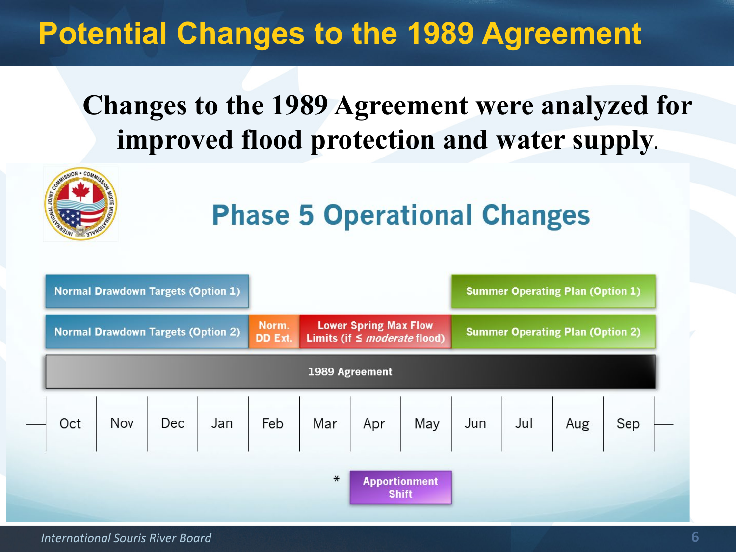# Potential Changes to the 1989 Agreement

**Changes to the 1989 Agreement were analyzed for improved flood protection and water supply.**

## Phase 5 Operational Changes

| Oct | Nov | Dec | Jan | Feb | Mar | Apr | May | Jun | Jul | Aug | Sep |
|---|---|---|---|---|---|---|---|---|---|---|---|
| Normal Drawdown Targets (Option 1) | | | | | | | | Summer Operating Plan (Option 1) | | | |
| Normal Drawdown Targets (Option 2) | | | | Norm. DD Ext. | Lower Spring Max Flow Limits (if ≤ *moderate* flood) | | | Summer Operating Plan (Option 2) | | | |
| 1989 Agreement | | | | | | | | | | | |
| | | | | | | * Apportionment Shift | | | | | |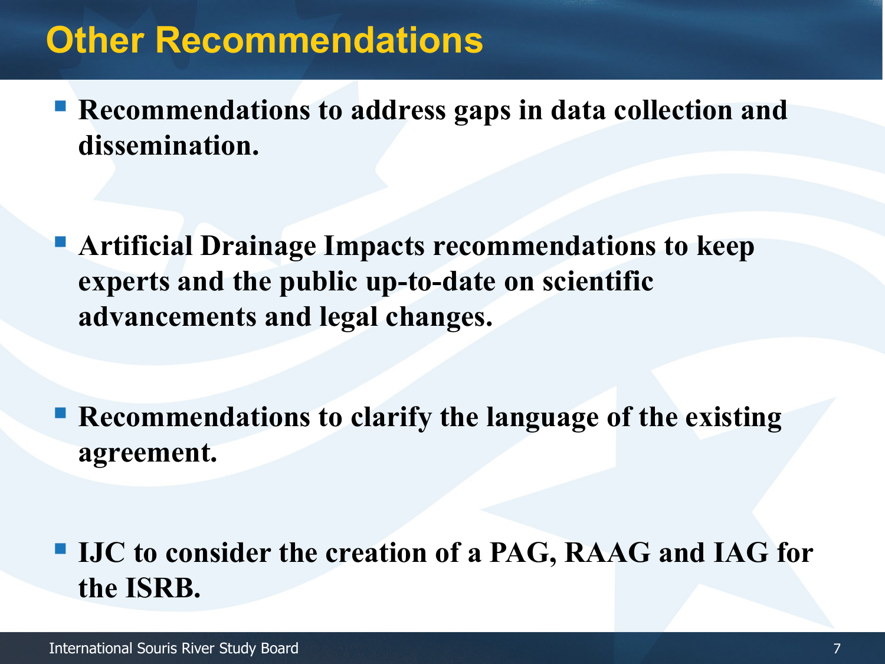# Other Recommendations

- **Recommendations to address gaps in data collection and dissemination.**

- **Artificial Drainage Impacts recommendations to keep experts and the public up-to-date on scientific advancements and legal changes.**

- **Recommendations to clarify the language of the existing agreement.**

- **IJC to consider the creation of a PAG, RAAG and IAG for the ISRB.**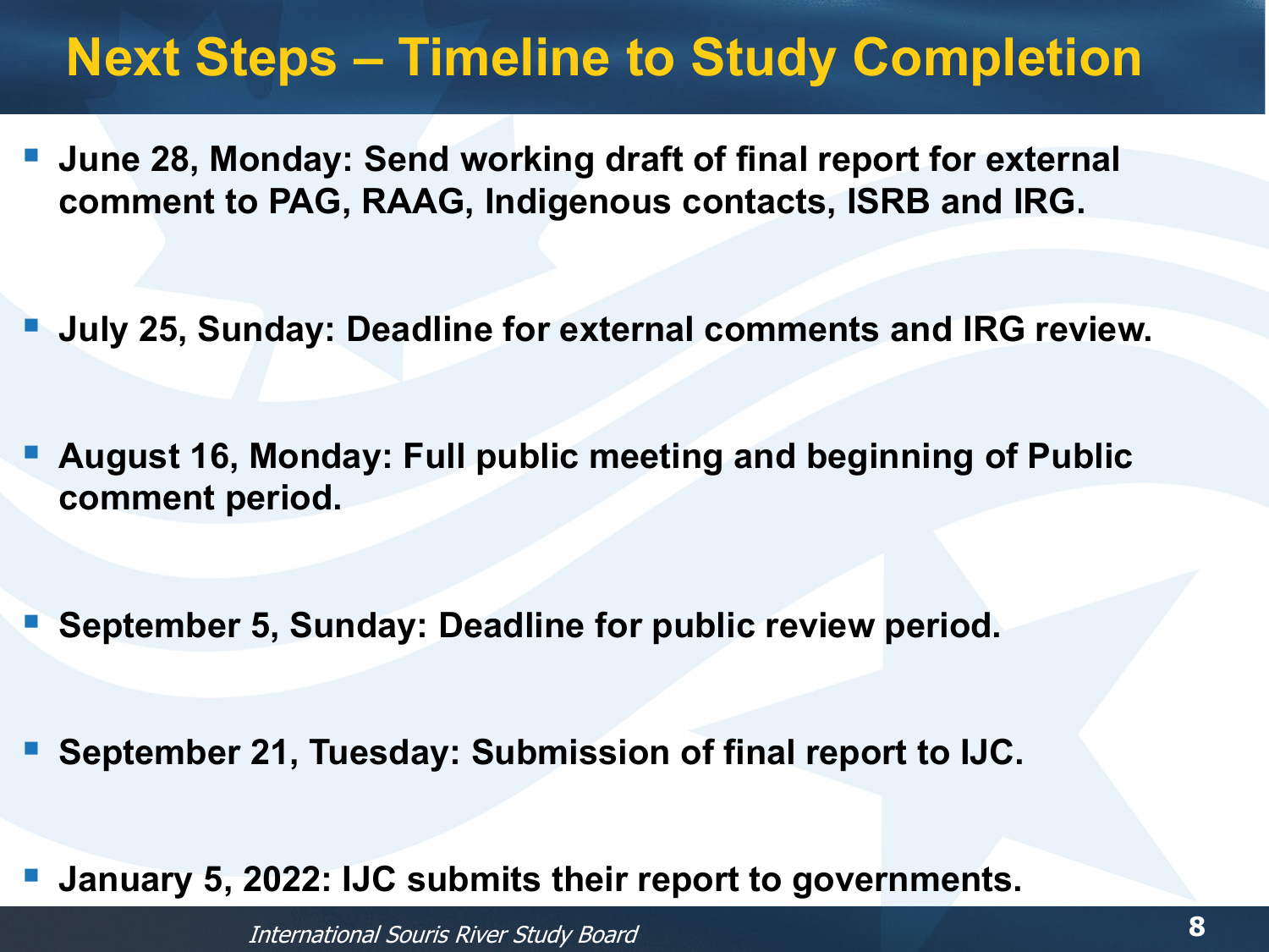# Next Steps – Timeline to Study Completion

- **June 28, Monday: Send working draft of final report for external comment to PAG, RAAG, Indigenous contacts, ISRB and IRG.**
- **July 25, Sunday: Deadline for external comments and IRG review.**
- **August 16, Monday: Full public meeting and beginning of Public comment period.**
- **September 5, Sunday: Deadline for public review period.**
- **September 21, Tuesday: Submission of final report to IJC.**
- **January 5, 2022: IJC submits their report to governments.**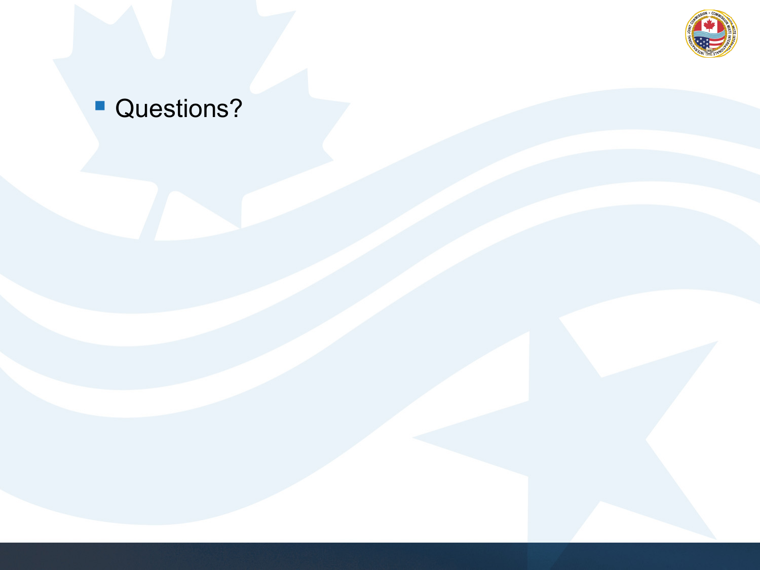- Questions?